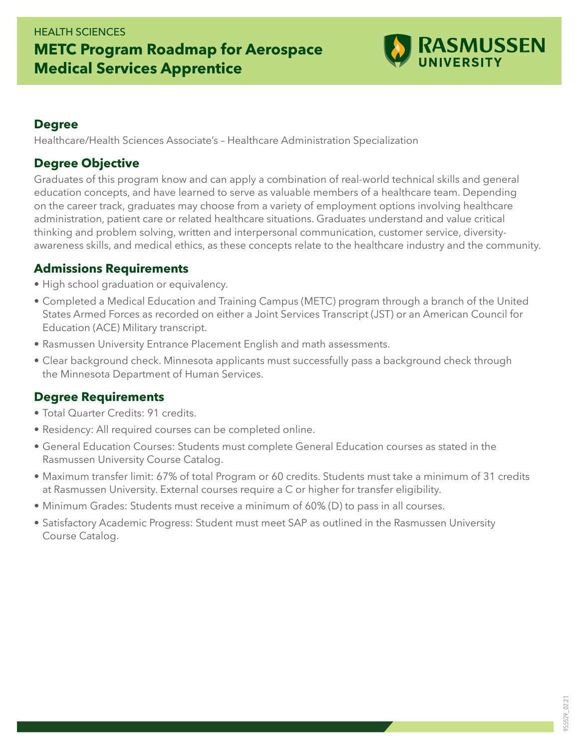HEALTH SCIENCES

# METC Program Roadmap for Aerospace Medical Services Apprentice

RASMUSSEN UNIVERSITY

## Degree

Healthcare/Health Sciences Associate's – Healthcare Administration Specialization

## Degree Objective

Graduates of this program know and can apply a combination of real-world technical skills and general education concepts, and have learned to serve as valuable members of a healthcare team. Depending on the career track, graduates may choose from a variety of employment options involving healthcare administration, patient care or related healthcare situations. Graduates understand and value critical thinking and problem solving, written and interpersonal communication, customer service, diversity-awareness skills, and medical ethics, as these concepts relate to the healthcare industry and the community.

## Admissions Requirements

- High school graduation or equivalency.
- Completed a Medical Education and Training Campus (METC) program through a branch of the United States Armed Forces as recorded on either a Joint Services Transcript (JST) or an American Council for Education (ACE) Military transcript.
- Rasmussen University Entrance Placement English and math assessments.
- Clear background check. Minnesota applicants must successfully pass a background check through the Minnesota Department of Human Services.

## Degree Requirements

- Total Quarter Credits: 91 credits.
- Residency: All required courses can be completed online.
- General Education Courses: Students must complete General Education courses as stated in the Rasmussen University Course Catalog.
- Maximum transfer limit: 67% of total Program or 60 credits. Students must take a minimum of 31 credits at Rasmussen University. External courses require a C or higher for transfer eligibility.
- Minimum Grades: Students must receive a minimum of 60% (D) to pass in all courses.
- Satisfactory Academic Progress: Student must meet SAP as outlined in the Rasmussen University Course Catalog.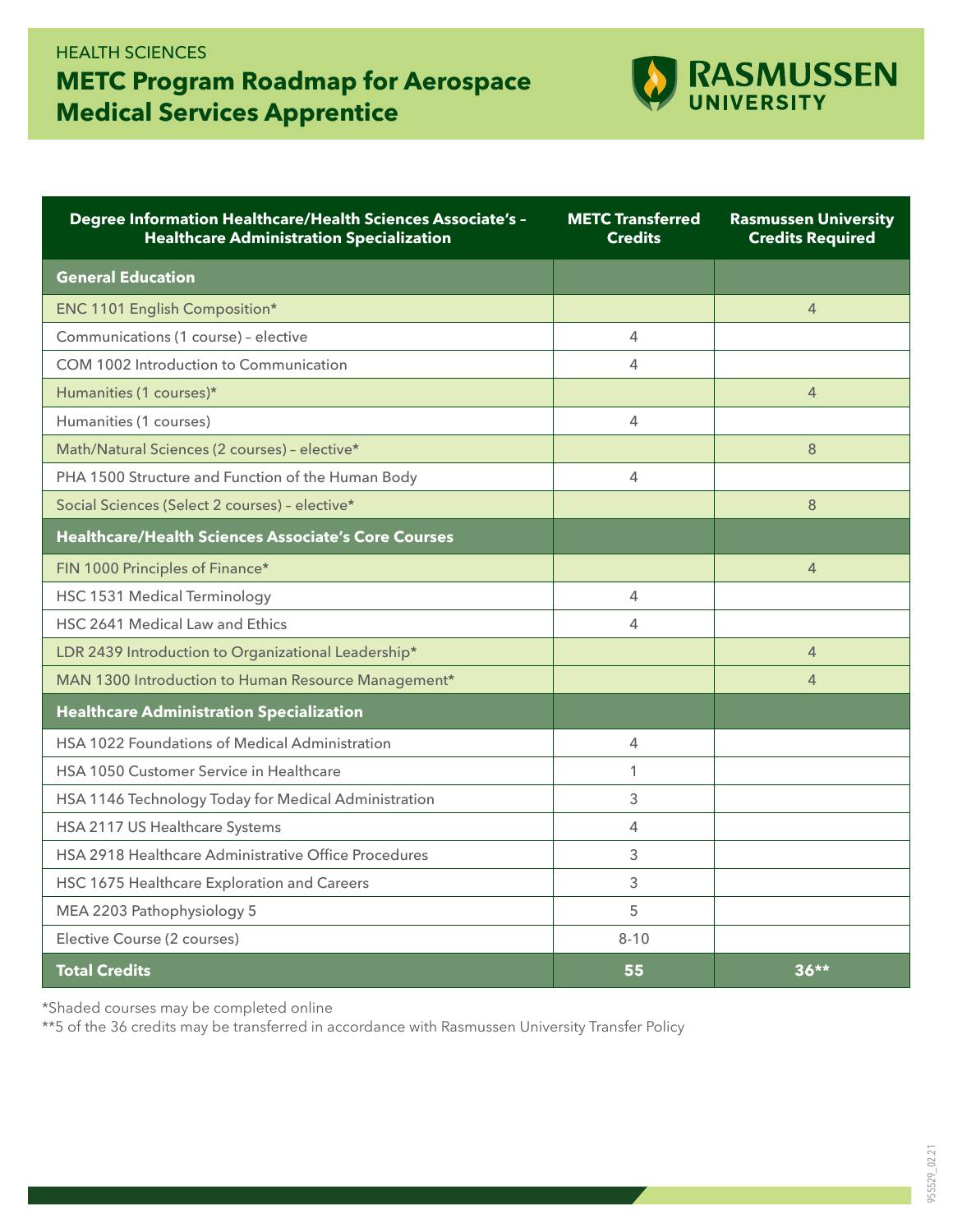HEALTH SCIENCES

# METC Program Roadmap for Aerospace Medical Services Apprentice

| Degree Information Healthcare/Health Sciences Associate's – Healthcare Administration Specialization | METC Transferred Credits | Rasmussen University Credits Required |
|---|---|---|
| **General Education** | | |
| ENC 1101 English Composition* | | 4 |
| Communications (1 course) – elective | 4 | |
| COM 1002 Introduction to Communication | 4 | |
| Humanities (1 courses)* | | 4 |
| Humanities (1 courses) | 4 | |
| Math/Natural Sciences (2 courses) – elective* | | 8 |
| PHA 1500 Structure and Function of the Human Body | 4 | |
| Social Sciences (Select 2 courses) – elective* | | 8 |
| **Healthcare/Health Sciences Associate's Core Courses** | | |
| FIN 1000 Principles of Finance* | | 4 |
| HSC 1531 Medical Terminology | 4 | |
| HSC 2641 Medical Law and Ethics | 4 | |
| LDR 2439 Introduction to Organizational Leadership* | | 4 |
| MAN 1300 Introduction to Human Resource Management* | | 4 |
| **Healthcare Administration Specialization** | | |
| HSA 1022 Foundations of Medical Administration | 4 | |
| HSA 1050 Customer Service in Healthcare | 1 | |
| HSA 1146 Technology Today for Medical Administration | 3 | |
| HSA 2117 US Healthcare Systems | 4 | |
| HSA 2918 Healthcare Administrative Office Procedures | 3 | |
| HSC 1675 Healthcare Exploration and Careers | 3 | |
| MEA 2203 Pathophysiology 5 | 5 | |
| Elective Course (2 courses) | 8-10 | |
| **Total Credits** | **55** | **36**** |

*Shaded courses may be completed online

**5 of the 36 credits may be transferred in accordance with Rasmussen University Transfer Policy